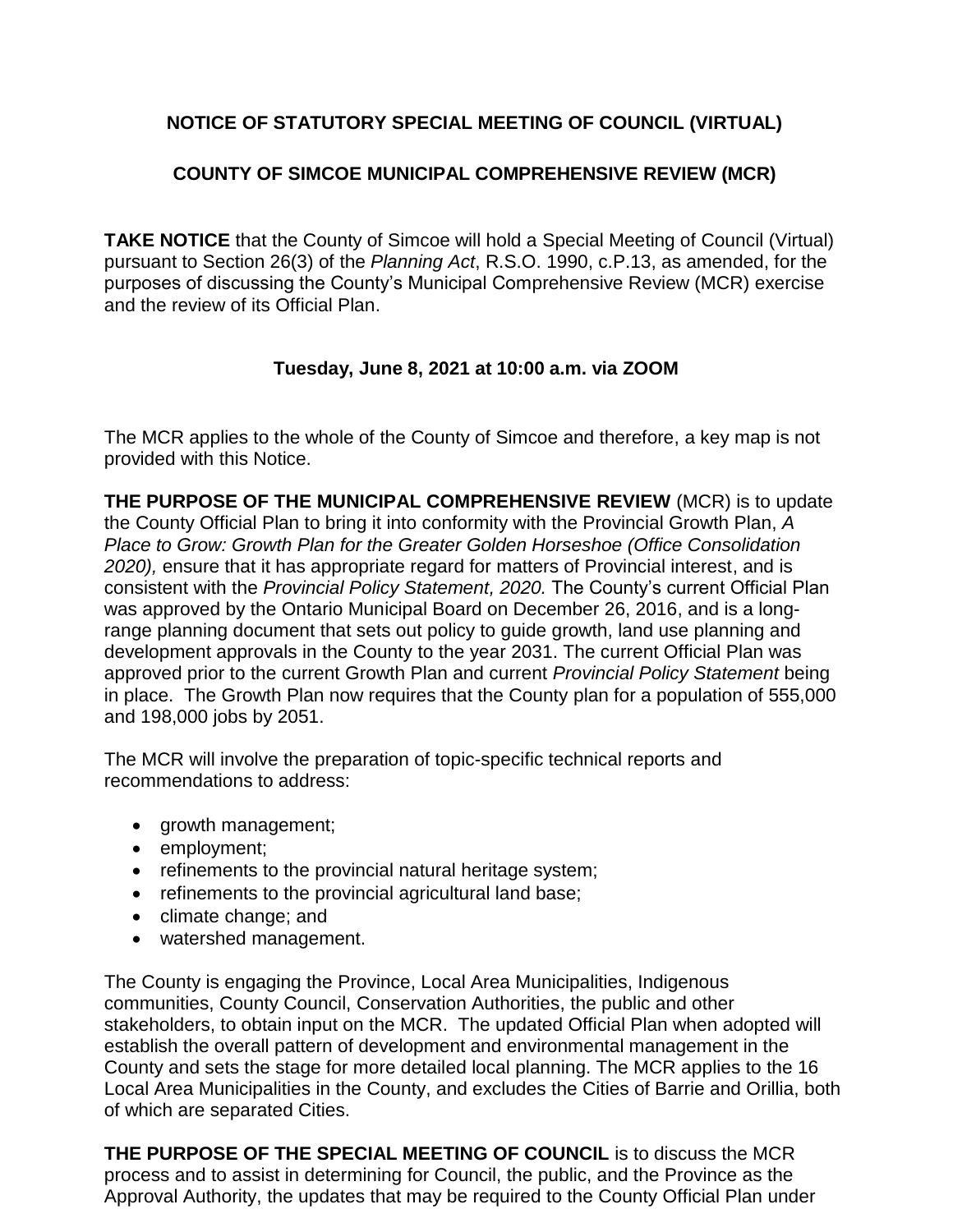# NOTICE OF STATUTORY SPECIAL MEETING OF COUNCIL (VIRTUAL)

## COUNTY OF SIMCOE MUNICIPAL COMPREHENSIVE REVIEW (MCR)

**TAKE NOTICE** that the County of Simcoe will hold a Special Meeting of Council (Virtual) pursuant to Section 26(3) of the *Planning Act*, R.S.O. 1990, c.P.13, as amended, for the purposes of discussing the County's Municipal Comprehensive Review (MCR) exercise and the review of its Official Plan.

**Tuesday, June 8, 2021 at 10:00 a.m. via ZOOM**

The MCR applies to the whole of the County of Simcoe and therefore, a key map is not provided with this Notice.

**THE PURPOSE OF THE MUNICIPAL COMPREHENSIVE REVIEW** (MCR) is to update the County Official Plan to bring it into conformity with the Provincial Growth Plan, *A Place to Grow: Growth Plan for the Greater Golden Horseshoe (Office Consolidation 2020),* ensure that it has appropriate regard for matters of Provincial interest, and is consistent with the *Provincial Policy Statement, 2020.* The County's current Official Plan was approved by the Ontario Municipal Board on December 26, 2016, and is a long-range planning document that sets out policy to guide growth, land use planning and development approvals in the County to the year 2031. The current Official Plan was approved prior to the current Growth Plan and current *Provincial Policy Statement* being in place. The Growth Plan now requires that the County plan for a population of 555,000 and 198,000 jobs by 2051.

The MCR will involve the preparation of topic-specific technical reports and recommendations to address:

- growth management;
- employment;
- refinements to the provincial natural heritage system;
- refinements to the provincial agricultural land base;
- climate change; and
- watershed management.

The County is engaging the Province, Local Area Municipalities, Indigenous communities, County Council, Conservation Authorities, the public and other stakeholders, to obtain input on the MCR. The updated Official Plan when adopted will establish the overall pattern of development and environmental management in the County and sets the stage for more detailed local planning. The MCR applies to the 16 Local Area Municipalities in the County, and excludes the Cities of Barrie and Orillia, both of which are separated Cities.

**THE PURPOSE OF THE SPECIAL MEETING OF COUNCIL** is to discuss the MCR process and to assist in determining for Council, the public, and the Province as the Approval Authority, the updates that may be required to the County Official Plan under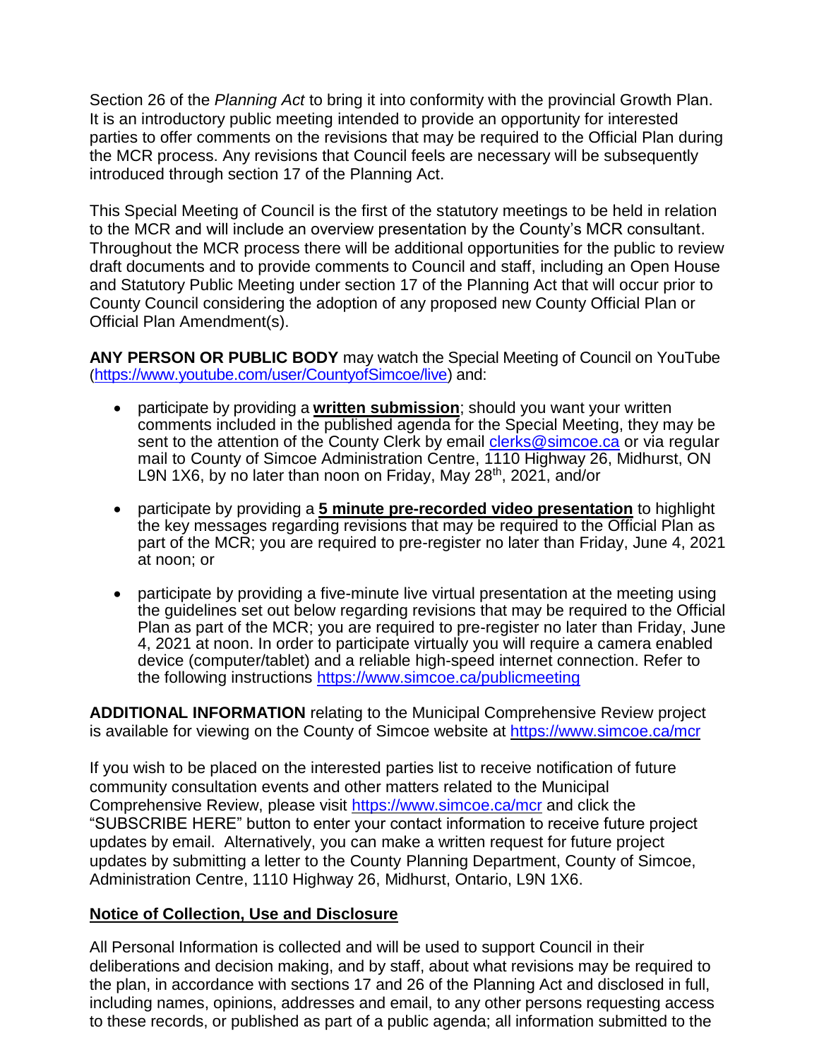Section 26 of the *Planning Act* to bring it into conformity with the provincial Growth Plan. It is an introductory public meeting intended to provide an opportunity for interested parties to offer comments on the revisions that may be required to the Official Plan during the MCR process. Any revisions that Council feels are necessary will be subsequently introduced through section 17 of the Planning Act.

This Special Meeting of Council is the first of the statutory meetings to be held in relation to the MCR and will include an overview presentation by the County's MCR consultant. Throughout the MCR process there will be additional opportunities for the public to review draft documents and to provide comments to Council and staff, including an Open House and Statutory Public Meeting under section 17 of the Planning Act that will occur prior to County Council considering the adoption of any proposed new County Official Plan or Official Plan Amendment(s).

**ANY PERSON OR PUBLIC BODY** may watch the Special Meeting of Council on YouTube (https://www.youtube.com/user/CountyofSimcoe/live) and:

- participate by providing a **written submission**; should you want your written comments included in the published agenda for the Special Meeting, they may be sent to the attention of the County Clerk by email clerks@simcoe.ca or via regular mail to County of Simcoe Administration Centre, 1110 Highway 26, Midhurst, ON L9N 1X6, by no later than noon on Friday, May 28th, 2021, and/or
- participate by providing a **5 minute pre-recorded video presentation** to highlight the key messages regarding revisions that may be required to the Official Plan as part of the MCR; you are required to pre-register no later than Friday, June 4, 2021 at noon; or
- participate by providing a five-minute live virtual presentation at the meeting using the guidelines set out below regarding revisions that may be required to the Official Plan as part of the MCR; you are required to pre-register no later than Friday, June 4, 2021 at noon. In order to participate virtually you will require a camera enabled device (computer/tablet) and a reliable high-speed internet connection. Refer to the following instructions https://www.simcoe.ca/publicmeeting

**ADDITIONAL INFORMATION** relating to the Municipal Comprehensive Review project is available for viewing on the County of Simcoe website at https://www.simcoe.ca/mcr

If you wish to be placed on the interested parties list to receive notification of future community consultation events and other matters related to the Municipal Comprehensive Review, please visit https://www.simcoe.ca/mcr and click the "SUBSCRIBE HERE" button to enter your contact information to receive future project updates by email. Alternatively, you can make a written request for future project updates by submitting a letter to the County Planning Department, County of Simcoe, Administration Centre, 1110 Highway 26, Midhurst, Ontario, L9N 1X6.

## Notice of Collection, Use and Disclosure

All Personal Information is collected and will be used to support Council in their deliberations and decision making, and by staff, about what revisions may be required to the plan, in accordance with sections 17 and 26 of the Planning Act and disclosed in full, including names, opinions, addresses and email, to any other persons requesting access to these records, or published as part of a public agenda; all information submitted to the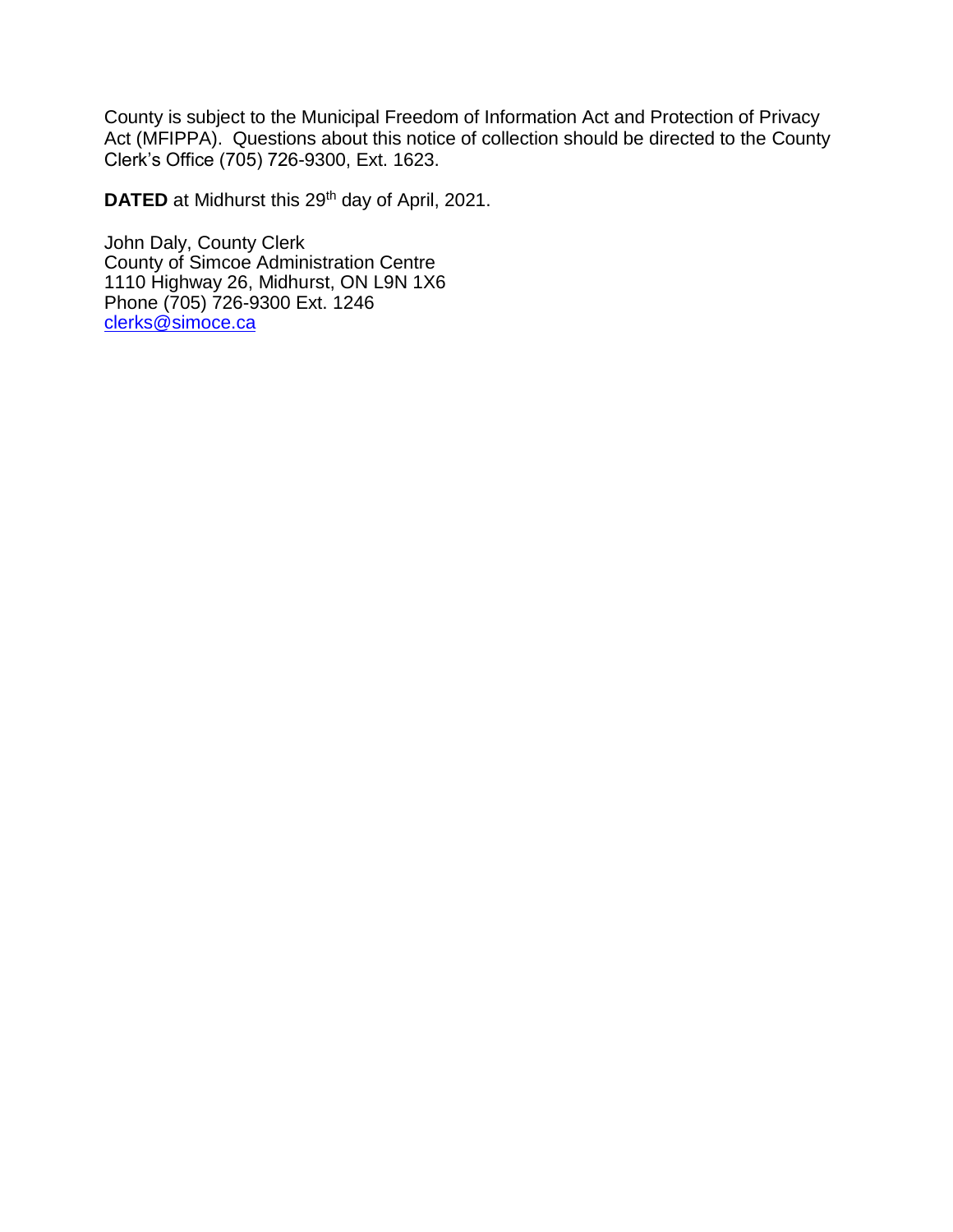County is subject to the Municipal Freedom of Information Act and Protection of Privacy Act (MFIPPA). Questions about this notice of collection should be directed to the County Clerk's Office (705) 726-9300, Ext. 1623.

**DATED** at Midhurst this 29th day of April, 2021.

John Daly, County Clerk
County of Simcoe Administration Centre
1110 Highway 26, Midhurst, ON L9N 1X6
Phone (705) 726-9300 Ext. 1246
clerks@simoce.ca